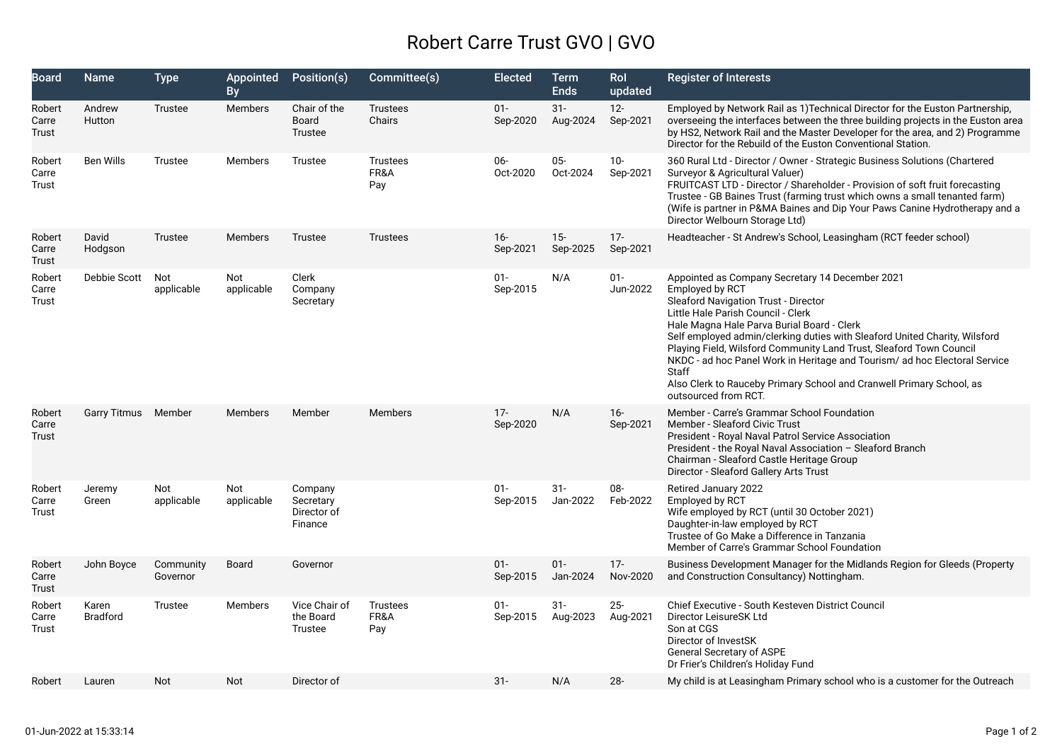# Robert Carre Trust GVO | GVO

| Board | Name | Type | Appointed By | Position(s) | Committee(s) | Elected | Term Ends | RoI updated | Register of Interests |
|---|---|---|---|---|---|---|---|---|---|
| Robert Carre Trust | Andrew Hutton | Trustee | Members | Chair of the Board Trustee | Trustees Chairs | 01-Sep-2020 | 31-Aug-2024 | 12-Sep-2021 | Employed by Network Rail as 1)Technical Director for the Euston Partnership, overseeing the interfaces between the three building projects in the Euston area by HS2, Network Rail and the Master Developer for the area, and 2) Programme Director for the Rebuild of the Euston Conventional Station. |
| Robert Carre Trust | Ben Wills | Trustee | Members | Trustee | Trustees FR&A Pay | 06-Oct-2020 | 05-Oct-2024 | 10-Sep-2021 | 360 Rural Ltd - Director / Owner - Strategic Business Solutions (Chartered Surveyor & Agricultural Valuer) FRUITCAST LTD - Director / Shareholder - Provision of soft fruit forecasting Trustee - GB Baines Trust (farming trust which owns a small tenanted farm) (Wife is partner in P&MA Baines and Dip Your Paws Canine Hydrotherapy and a Director Welbourn Storage Ltd) |
| Robert Carre Trust | David Hodgson | Trustee | Members | Trustee | Trustees | 16-Sep-2021 | 15-Sep-2025 | 17-Sep-2021 | Headteacher - St Andrew's School, Leasingham (RCT feeder school) |
| Robert Carre Trust | Debbie Scott | Not applicable | Not applicable | Clerk Company Secretary | | 01-Sep-2015 | N/A | 01-Jun-2022 | Appointed as Company Secretary 14 December 2021 Employed by RCT Sleaford Navigation Trust - Director Little Hale Parish Council - Clerk Hale Magna Hale Parva Burial Board - Clerk Self employed admin/clerking duties with Sleaford United Charity, Wilsford Playing Field, Wilsford Community Land Trust, Sleaford Town Council NKDC - ad hoc Panel Work in Heritage and Tourism/ ad hoc Electoral Service Staff Also Clerk to Rauceby Primary School and Cranwell Primary School, as outsourced from RCT. |
| Robert Carre Trust | Garry Titmus | Member | Members | Member | Members | 17-Sep-2020 | N/A | 16-Sep-2021 | Member - Carre's Grammar School Foundation Member - Sleaford Civic Trust President - Royal Naval Patrol Service Association President - the Royal Naval Association – Sleaford Branch Chairman - Sleaford Castle Heritage Group Director - Sleaford Gallery Arts Trust |
| Robert Carre Trust | Jeremy Green | Not applicable | Not applicable | Company Secretary Director of Finance | | 01-Sep-2015 | 31-Jan-2022 | 08-Feb-2022 | Retired January 2022 Employed by RCT Wife employed by RCT (until 30 October 2021) Daughter-in-law employed by RCT Trustee of Go Make a Difference in Tanzania Member of Carre's Grammar School Foundation |
| Robert Carre Trust | John Boyce | Community Governor | Board | Governor | | 01-Sep-2015 | 01-Jan-2024 | 17-Nov-2020 | Business Development Manager for the Midlands Region for Gleeds (Property and Construction Consultancy) Nottingham. |
| Robert Carre Trust | Karen Bradford | Trustee | Members | Vice Chair of the Board Trustee | Trustees FR&A Pay | 01-Sep-2015 | 31-Aug-2023 | 25-Aug-2021 | Chief Executive - South Kesteven District Council Director LeisureSK Ltd Son at CGS Director of InvestSK General Secretary of ASPE Dr Frier's Children's Holiday Fund |
| Robert | Lauren | Not | Not | Director of | | 31- | N/A | 28- | My child is at Leasingham Primary school who is a customer for the Outreach |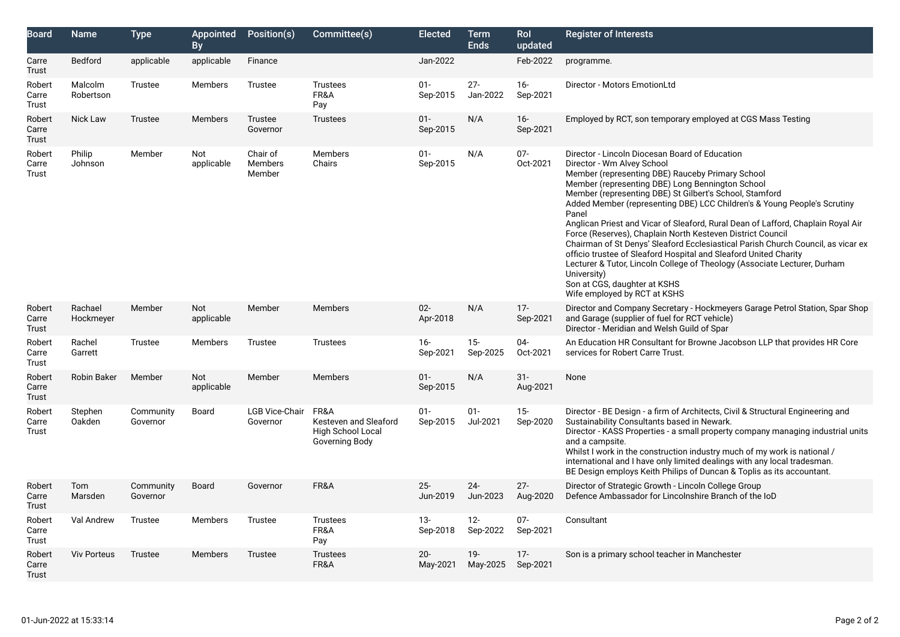| Board | Name | Type | Appointed By | Position(s) | Committee(s) | Elected | Term Ends | RoI updated | Register of Interests |
|---|---|---|---|---|---|---|---|---|---|
| Carre Trust | Bedford | applicable | applicable | Finance | | Jan-2022 | | Feb-2022 | programme. |
| Robert Carre Trust | Malcolm Robertson | Trustee | Members | Trustee | Trustees FR&A Pay | 01-Sep-2015 | 27-Jan-2022 | 16-Sep-2021 | Director - Motors EmotionLtd |
| Robert Carre Trust | Nick Law | Trustee | Members | Trustee Governor | Trustees | 01-Sep-2015 | N/A | 16-Sep-2021 | Employed by RCT, son temporary employed at CGS Mass Testing |
| Robert Carre Trust | Philip Johnson | Member | Not applicable | Chair of Members Member | Members Chairs | 01-Sep-2015 | N/A | 07-Oct-2021 | Director - Lincoln Diocesan Board of Education<br>Director - Wm Alvey School<br>Member (representing DBE) Rauceby Primary School<br>Member (representing DBE) Long Bennington School<br>Member (representing DBE) St Gilbert's School, Stamford<br>Added Member (representing DBE) LCC Children's & Young People's Scrutiny Panel<br>Anglican Priest and Vicar of Sleaford, Rural Dean of Lafford, Chaplain Royal Air Force (Reserves), Chaplain North Kesteven District Council<br>Chairman of St Denys' Sleaford Ecclesiastical Parish Church Council, as vicar ex officio trustee of Sleaford Hospital and Sleaford United Charity<br>Lecturer & Tutor, Lincoln College of Theology (Associate Lecturer, Durham University)<br>Son at CGS, daughter at KSHS<br>Wife employed by RCT at KSHS |
| Robert Carre Trust | Rachael Hockmeyer | Member | Not applicable | Member | Members | 02-Apr-2018 | N/A | 17-Sep-2021 | Director and Company Secretary - Hockmeyers Garage Petrol Station, Spar Shop and Garage (supplier of fuel for RCT vehicle)<br>Director - Meridian and Welsh Guild of Spar |
| Robert Carre Trust | Rachel Garrett | Trustee | Members | Trustee | Trustees | 16-Sep-2021 | 15-Sep-2025 | 04-Oct-2021 | An Education HR Consultant for Browne Jacobson LLP that provides HR Core services for Robert Carre Trust. |
| Robert Carre Trust | Robin Baker | Member | Not applicable | Member | Members | 01-Sep-2015 | N/A | 31-Aug-2021 | None |
| Robert Carre Trust | Stephen Oakden | Community Governor | Board | LGB Vice-Chair Governor | FR&A<br>Kesteven and Sleaford High School Local Governing Body | 01-Sep-2015 | 01-Jul-2021 | 15-Sep-2020 | Director - BE Design - a firm of Architects, Civil & Structural Engineering and Sustainability Consultants based in Newark.<br>Director - KASS Properties - a small property company managing industrial units and a campsite.<br>Whilst I work in the construction industry much of my work is national / international and I have only limited dealings with any local tradesman.<br>BE Design employs Keith Philips of Duncan & Toplis as its accountant. |
| Robert Carre Trust | Tom Marsden | Community Governor | Board | Governor | FR&A | 25-Jun-2019 | 24-Jun-2023 | 27-Aug-2020 | Director of Strategic Growth - Lincoln College Group<br>Defence Ambassador for Lincolnshire Branch of the IoD |
| Robert Carre Trust | Val Andrew | Trustee | Members | Trustee | Trustees FR&A Pay | 13-Sep-2018 | 12-Sep-2022 | 07-Sep-2021 | Consultant |
| Robert Carre Trust | Viv Porteus | Trustee | Members | Trustee | Trustees FR&A | 20-May-2021 | 19-May-2025 | 17-Sep-2021 | Son is a primary school teacher in Manchester |

01-Jun-2022 at 15:33:14